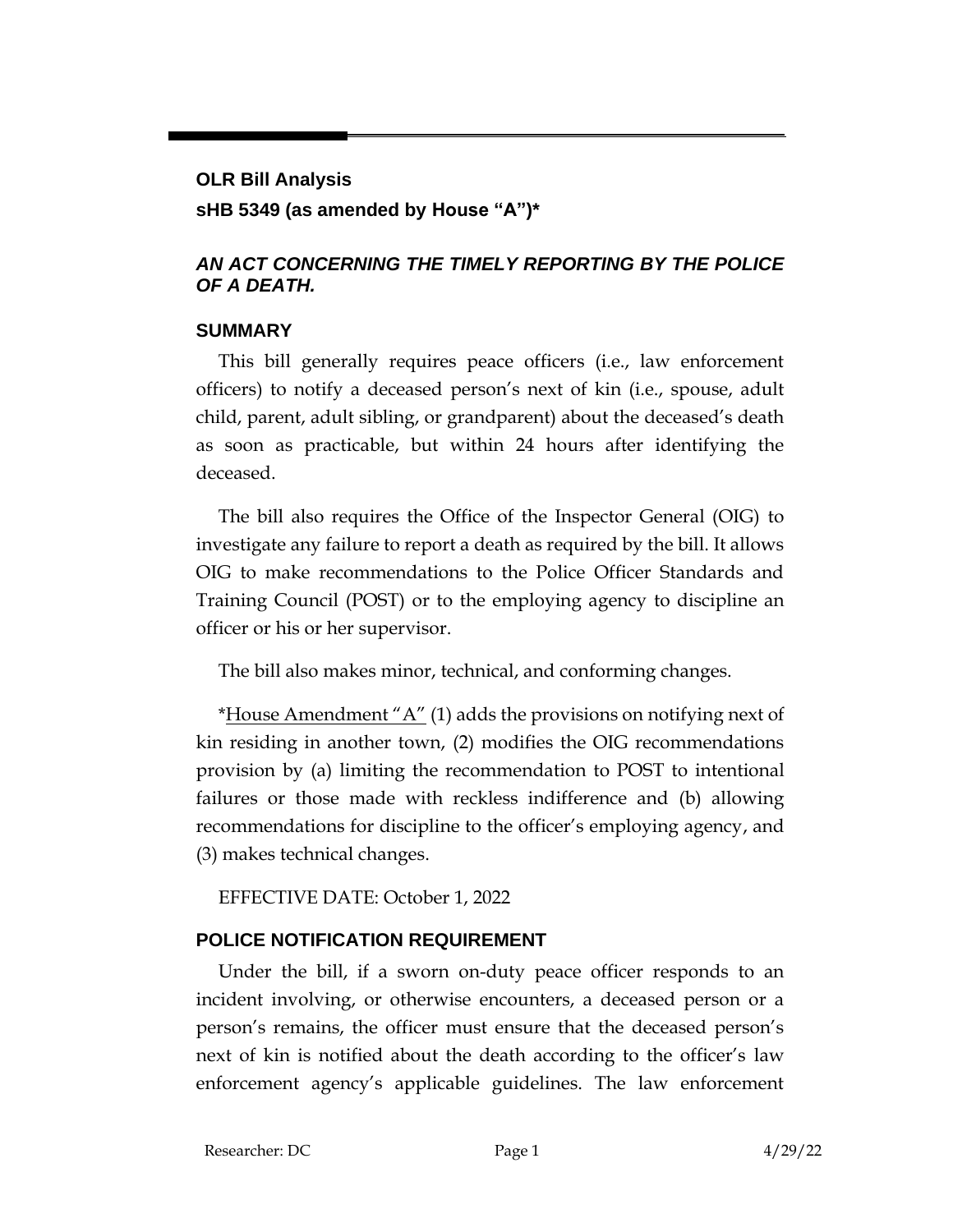**OLR Bill Analysis**

**sHB 5349 (as amended by House "A")***

## *AN ACT CONCERNING THE TIMELY REPORTING BY THE POLICE OF A DEATH.*

## SUMMARY

This bill generally requires peace officers (i.e., law enforcement officers) to notify a deceased person's next of kin (i.e., spouse, adult child, parent, adult sibling, or grandparent) about the deceased's death as soon as practicable, but within 24 hours after identifying the deceased.

The bill also requires the Office of the Inspector General (OIG) to investigate any failure to report a death as required by the bill. It allows OIG to make recommendations to the Police Officer Standards and Training Council (POST) or to the employing agency to discipline an officer or his or her supervisor.

The bill also makes minor, technical, and conforming changes.

*House Amendment "A" (1) adds the provisions on notifying next of kin residing in another town, (2) modifies the OIG recommendations provision by (a) limiting the recommendation to POST to intentional failures or those made with reckless indifference and (b) allowing recommendations for discipline to the officer's employing agency, and (3) makes technical changes.

EFFECTIVE DATE: October 1, 2022

## POLICE NOTIFICATION REQUIREMENT

Under the bill, if a sworn on-duty peace officer responds to an incident involving, or otherwise encounters, a deceased person or a person's remains, the officer must ensure that the deceased person's next of kin is notified about the death according to the officer's law enforcement agency's applicable guidelines. The law enforcement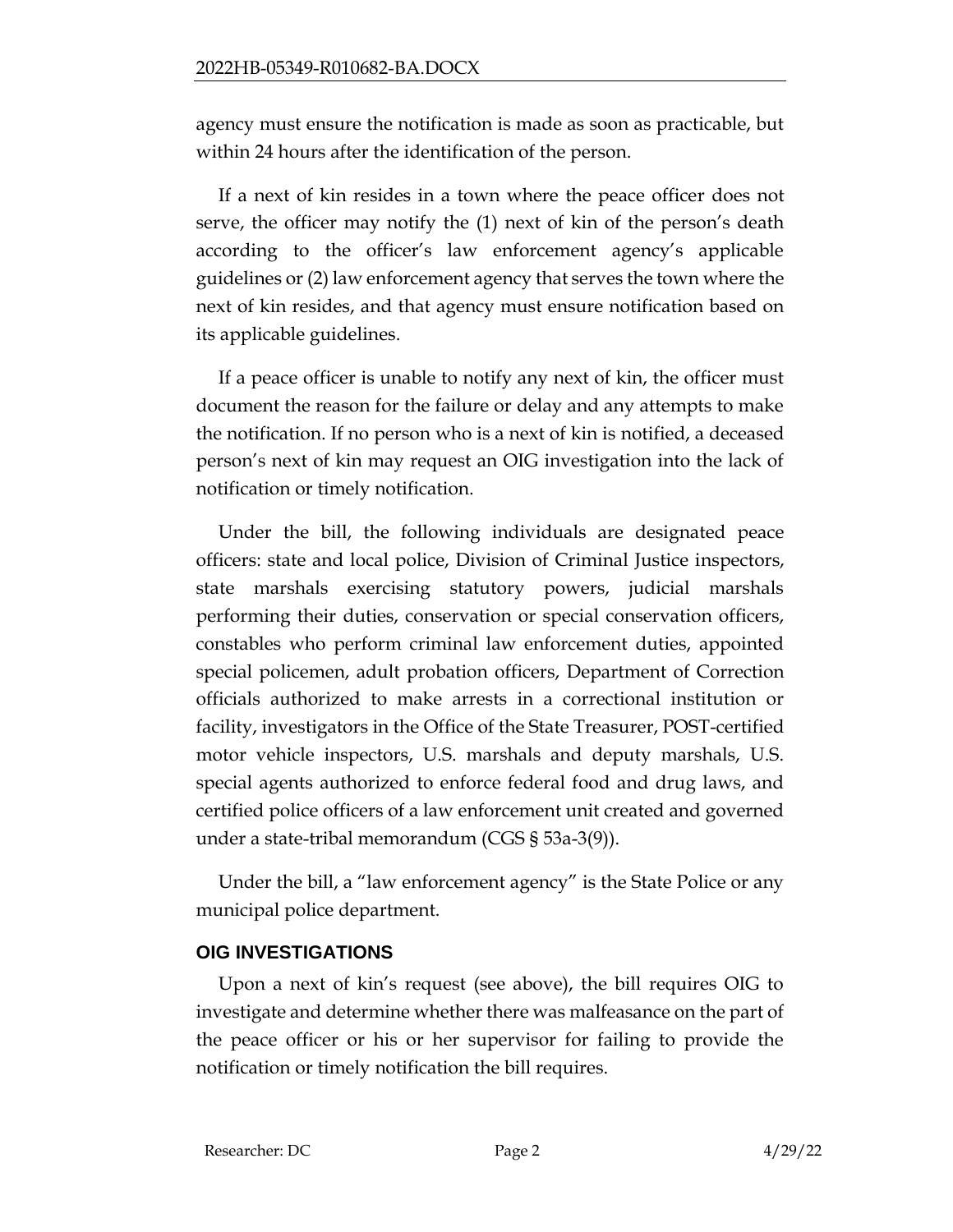agency must ensure the notification is made as soon as practicable, but within 24 hours after the identification of the person.

If a next of kin resides in a town where the peace officer does not serve, the officer may notify the (1) next of kin of the person's death according to the officer's law enforcement agency's applicable guidelines or (2) law enforcement agency that serves the town where the next of kin resides, and that agency must ensure notification based on its applicable guidelines.

If a peace officer is unable to notify any next of kin, the officer must document the reason for the failure or delay and any attempts to make the notification. If no person who is a next of kin is notified, a deceased person's next of kin may request an OIG investigation into the lack of notification or timely notification.

Under the bill, the following individuals are designated peace officers: state and local police, Division of Criminal Justice inspectors, state marshals exercising statutory powers, judicial marshals performing their duties, conservation or special conservation officers, constables who perform criminal law enforcement duties, appointed special policemen, adult probation officers, Department of Correction officials authorized to make arrests in a correctional institution or facility, investigators in the Office of the State Treasurer, POST-certified motor vehicle inspectors, U.S. marshals and deputy marshals, U.S. special agents authorized to enforce federal food and drug laws, and certified police officers of a law enforcement unit created and governed under a state-tribal memorandum (CGS § 53a-3(9)).

Under the bill, a "law enforcement agency" is the State Police or any municipal police department.

## OIG INVESTIGATIONS

Upon a next of kin's request (see above), the bill requires OIG to investigate and determine whether there was malfeasance on the part of the peace officer or his or her supervisor for failing to provide the notification or timely notification the bill requires.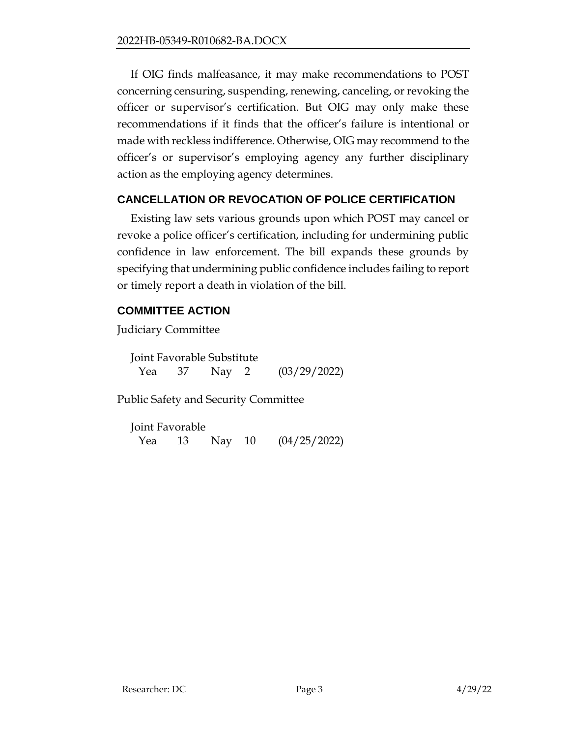If OIG finds malfeasance, it may make recommendations to POST concerning censuring, suspending, renewing, canceling, or revoking the officer or supervisor's certification. But OIG may only make these recommendations if it finds that the officer's failure is intentional or made with reckless indifference. Otherwise, OIG may recommend to the officer's or supervisor's employing agency any further disciplinary action as the employing agency determines.

## CANCELLATION OR REVOCATION OF POLICE CERTIFICATION

Existing law sets various grounds upon which POST may cancel or revoke a police officer's certification, including for undermining public confidence in law enforcement. The bill expands these grounds by specifying that undermining public confidence includes failing to report or timely report a death in violation of the bill.

## COMMITTEE ACTION

Judiciary Committee

| | | | | |
|---|---|---|---|---|
| Joint Favorable Substitute | | | | |
| Yea | 37 | Nay | 2 | (03/29/2022) |

Public Safety and Security Committee

| | | | | |
|---|---|---|---|---|
| Joint Favorable | | | | |
| Yea | 13 | Nay | 10 | (04/25/2022) |